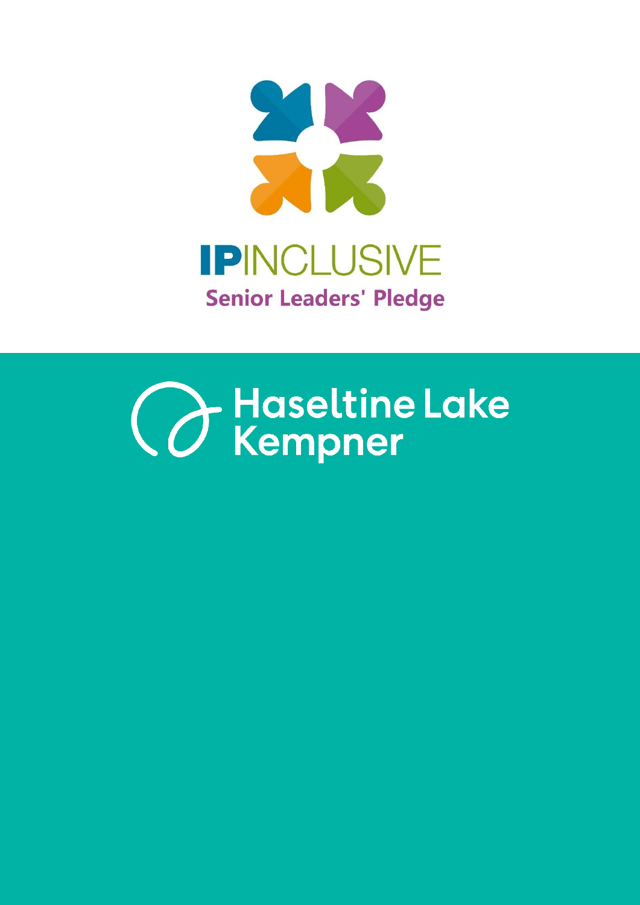# IPINCLUSIVE

## Senior Leaders' Pledge

Haseltine Lake Kempner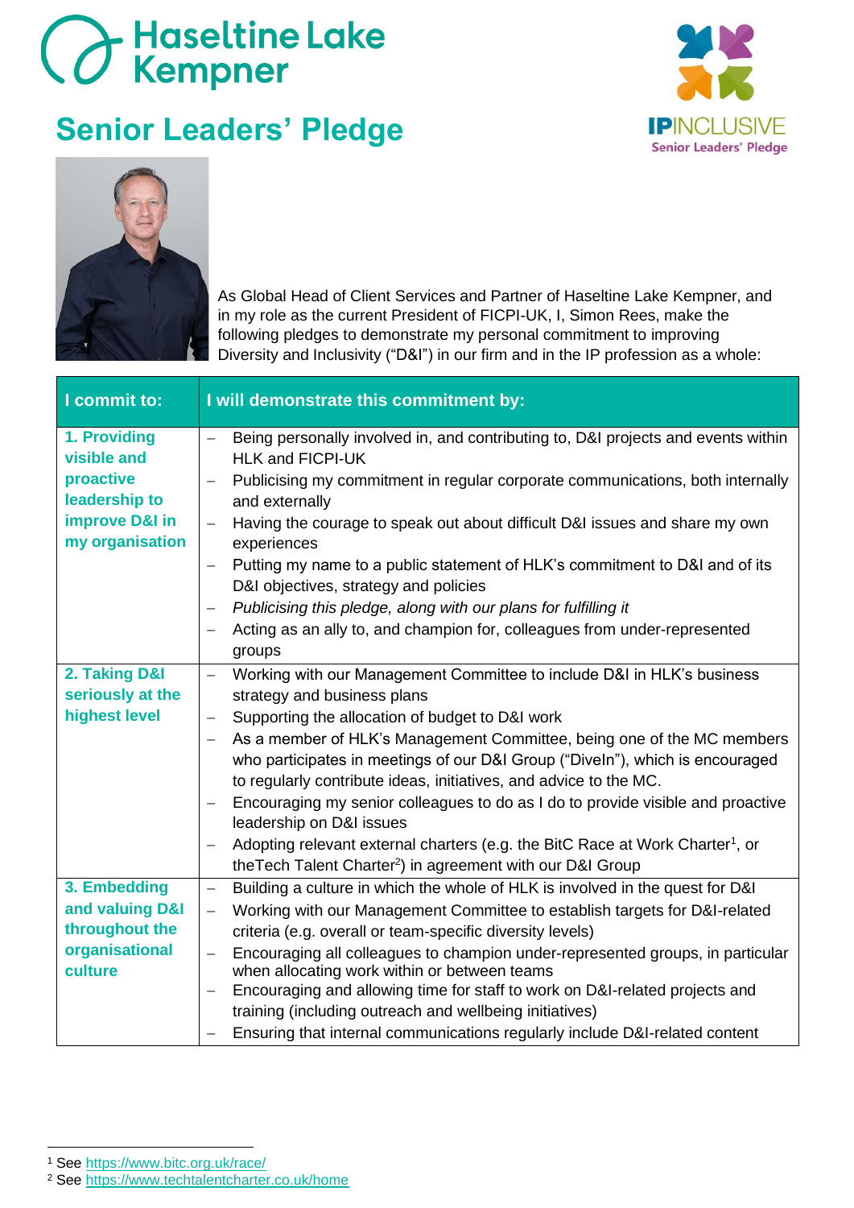Haseltine Lake Kempner

# Senior Leaders' Pledge

IPINCLUSIVE
Senior Leaders' Pledge

As Global Head of Client Services and Partner of Haseltine Lake Kempner, and in my role as the current President of FICPI-UK, I, Simon Rees, make the following pledges to demonstrate my personal commitment to improving Diversity and Inclusivity ("D&I") in our firm and in the IP profession as a whole:

| I commit to: | I will demonstrate this commitment by: |
|---|---|
| **1. Providing visible and proactive leadership to improve D&I in my organisation** | – Being personally involved in, and contributing to, D&I projects and events within HLK and FICPI-UK<br>– Publicising my commitment in regular corporate communications, both internally and externally<br>– Having the courage to speak out about difficult D&I issues and share my own experiences<br>– Putting my name to a public statement of HLK's commitment to D&I and of its D&I objectives, strategy and policies<br>– *Publicising this pledge, along with our plans for fulfilling it*<br>– Acting as an ally to, and champion for, colleagues from under-represented groups |
| **2. Taking D&I seriously at the highest level** | – Working with our Management Committee to include D&I in HLK's business strategy and business plans<br>– Supporting the allocation of budget to D&I work<br>– As a member of HLK's Management Committee, being one of the MC members who participates in meetings of our D&I Group ("DiveIn"), which is encouraged to regularly contribute ideas, initiatives, and advice to the MC.<br>– Encouraging my senior colleagues to do as I do to provide visible and proactive leadership on D&I issues<br>– Adopting relevant external charters (e.g. the BitC Race at Work Charter[1], or theTech Talent Charter[2]) in agreement with our D&I Group |
| **3. Embedding and valuing D&I throughout the organisational culture** | – Building a culture in which the whole of HLK is involved in the quest for D&I<br>– Working with our Management Committee to establish targets for D&I-related criteria (e.g. overall or team-specific diversity levels)<br>– Encouraging all colleagues to champion under-represented groups, in particular when allocating work within or between teams<br>– Encouraging and allowing time for staff to work on D&I-related projects and training (including outreach and wellbeing initiatives)<br>– Ensuring that internal communications regularly include D&I-related content |

[1] See https://www.bitc.org.uk/race/

[2] See https://www.techtalentcharter.co.uk/home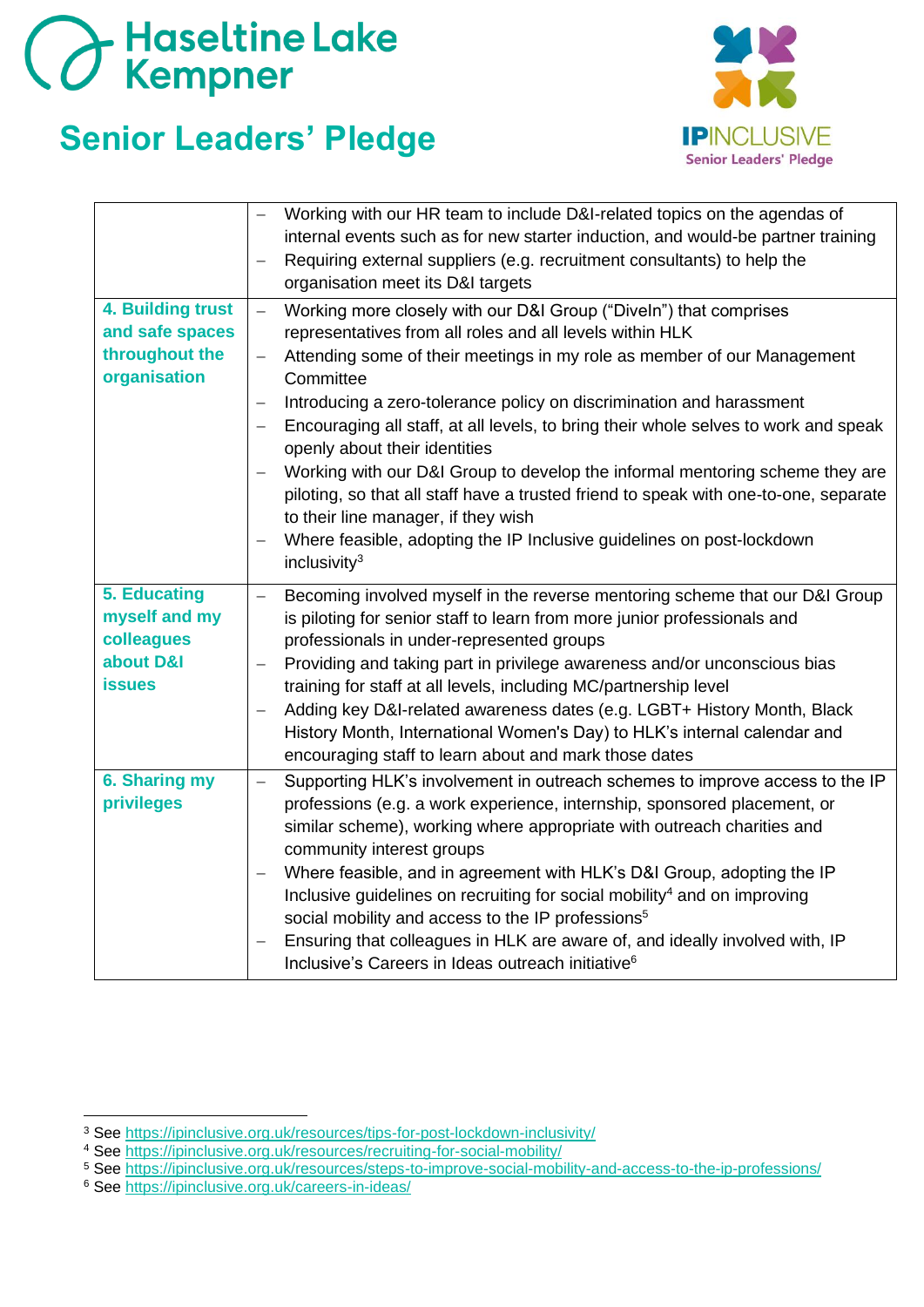# Haseltine Lake Kempner

## Senior Leaders' Pledge

IPINCLUSIVE Senior Leaders' Pledge

| | |
|---|---|
| | – Working with our HR team to include D&I-related topics on the agendas of internal events such as for new starter induction, and would-be partner training<br>– Requiring external suppliers (e.g. recruitment consultants) to help the organisation meet its D&I targets |
| **4. Building trust and safe spaces throughout the organisation** | – Working more closely with our D&I Group ("DiveIn") that comprises representatives from all roles and all levels within HLK<br>– Attending some of their meetings in my role as member of our Management Committee<br>– Introducing a zero-tolerance policy on discrimination and harassment<br>– Encouraging all staff, at all levels, to bring their whole selves to work and speak openly about their identities<br>– Working with our D&I Group to develop the informal mentoring scheme they are piloting, so that all staff have a trusted friend to speak with one-to-one, separate to their line manager, if they wish<br>– Where feasible, adopting the IP Inclusive guidelines on post-lockdown inclusivity[3] |
| **5. Educating myself and my colleagues about D&I issues** | – Becoming involved myself in the reverse mentoring scheme that our D&I Group is piloting for senior staff to learn from more junior professionals and professionals in under-represented groups<br>– Providing and taking part in privilege awareness and/or unconscious bias training for staff at all levels, including MC/partnership level<br>– Adding key D&I-related awareness dates (e.g. LGBT+ History Month, Black History Month, International Women's Day) to HLK's internal calendar and encouraging staff to learn about and mark those dates |
| **6. Sharing my privileges** | – Supporting HLK's involvement in outreach schemes to improve access to the IP professions (e.g. a work experience, internship, sponsored placement, or similar scheme), working where appropriate with outreach charities and community interest groups<br>– Where feasible, and in agreement with HLK's D&I Group, adopting the IP Inclusive guidelines on recruiting for social mobility[4] and on improving social mobility and access to the IP professions[5]<br>– Ensuring that colleagues in HLK are aware of, and ideally involved with, IP Inclusive's Careers in Ideas outreach initiative[6] |

---

[3] See https://ipinclusive.org.uk/resources/tips-for-post-lockdown-inclusivity/
[4] See https://ipinclusive.org.uk/resources/recruiting-for-social-mobility/
[5] See https://ipinclusive.org.uk/resources/steps-to-improve-social-mobility-and-access-to-the-ip-professions/
[6] See https://ipinclusive.org.uk/careers-in-ideas/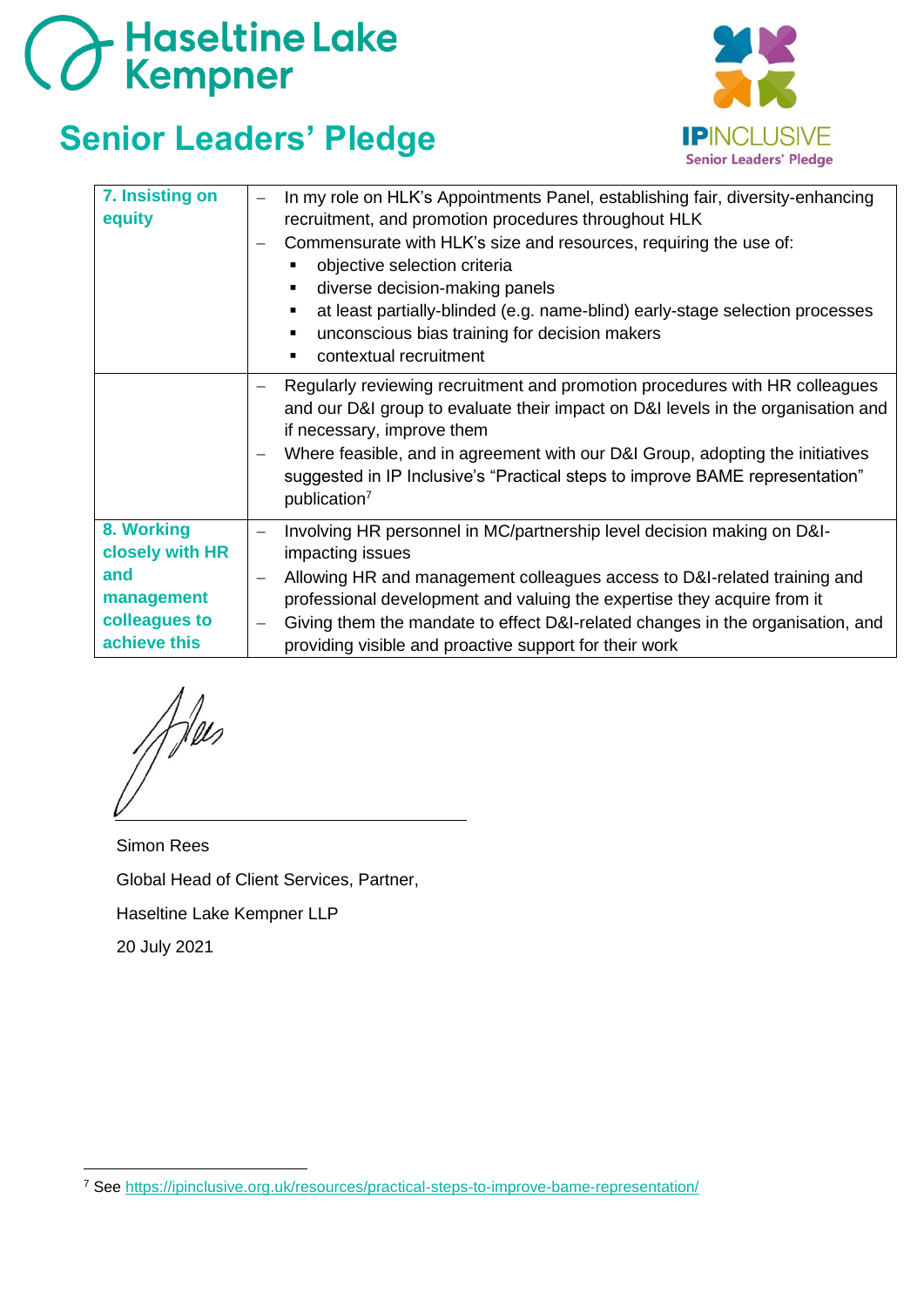Haseltine Lake Kempner

# Senior Leaders' Pledge

IPINCLUSIVE Senior Leaders' Pledge

| | |
|---|---|
| **7. Insisting on equity** | – In my role on HLK's Appointments Panel, establishing fair, diversity-enhancing recruitment, and promotion procedures throughout HLK<br>– Commensurate with HLK's size and resources, requiring the use of:<br>▪ objective selection criteria<br>▪ diverse decision-making panels<br>▪ at least partially-blinded (e.g. name-blind) early-stage selection processes<br>▪ unconscious bias training for decision makers<br>▪ contextual recruitment |
| | – Regularly reviewing recruitment and promotion procedures with HR colleagues and our D&I group to evaluate their impact on D&I levels in the organisation and if necessary, improve them<br>– Where feasible, and in agreement with our D&I Group, adopting the initiatives suggested in IP Inclusive's "Practical steps to improve BAME representation" publication[7] |
| **8. Working closely with HR and management colleagues to achieve this** | – Involving HR personnel in MC/partnership level decision making on D&I-impacting issues<br>– Allowing HR and management colleagues access to D&I-related training and professional development and valuing the expertise they acquire from it<br>– Giving them the mandate to effect D&I-related changes in the organisation, and providing visible and proactive support for their work |

Simon Rees

Global Head of Client Services, Partner,

Haseltine Lake Kempner LLP

20 July 2021

[7] See https://ipinclusive.org.uk/resources/practical-steps-to-improve-bame-representation/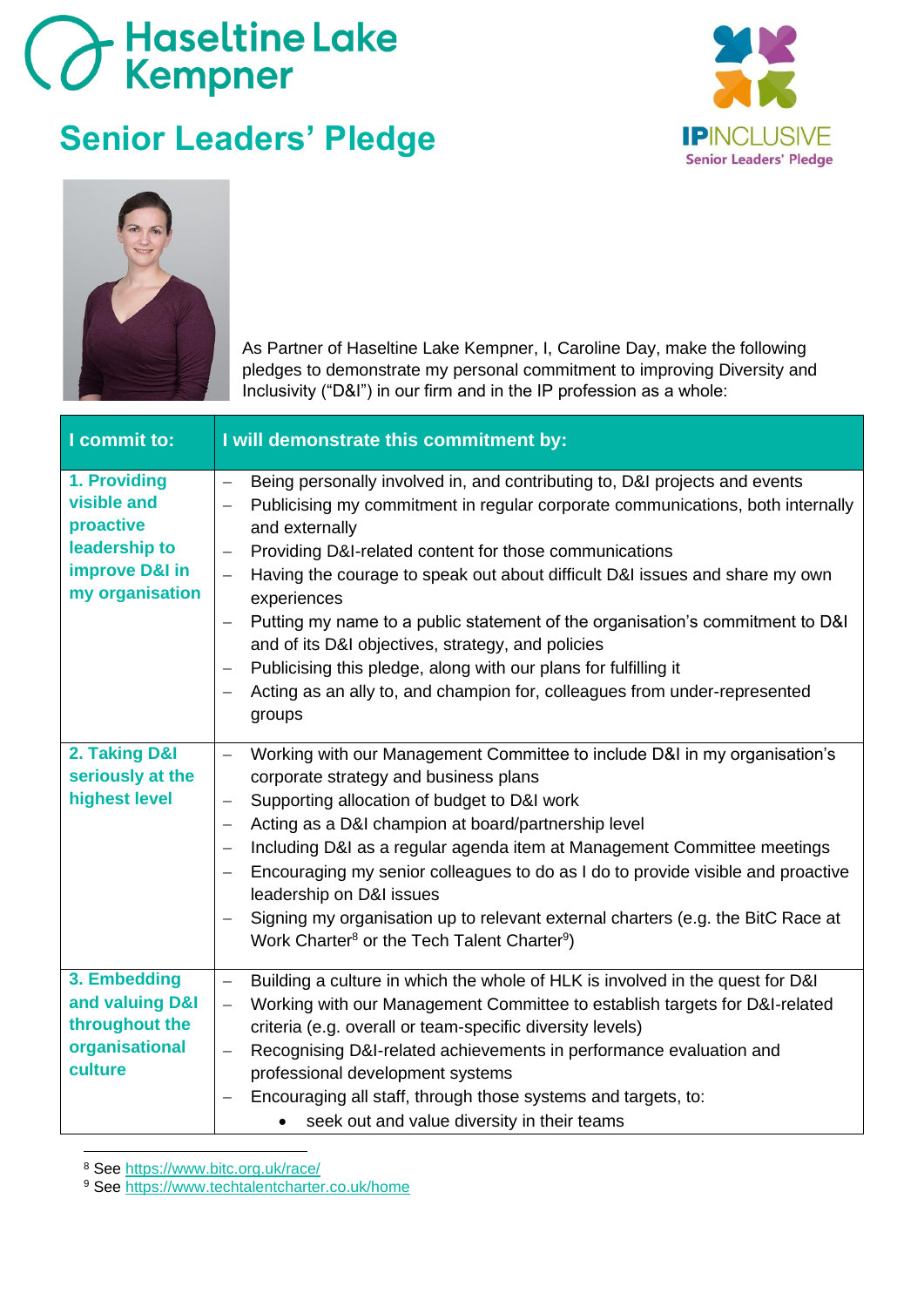# Haseltine Lake Kempner

## Senior Leaders' Pledge

IPINCLUSIVE Senior Leaders' Pledge

As Partner of Haseltine Lake Kempner, I, Caroline Day, make the following pledges to demonstrate my personal commitment to improving Diversity and Inclusivity ("D&I") in our firm and in the IP profession as a whole:

| I commit to: | I will demonstrate this commitment by: |
|---|---|
| **1. Providing visible and proactive leadership to improve D&I in my organisation** | – Being personally involved in, and contributing to, D&I projects and events<br>– Publicising my commitment in regular corporate communications, both internally and externally<br>– Providing D&I-related content for those communications<br>– Having the courage to speak out about difficult D&I issues and share my own experiences<br>– Putting my name to a public statement of the organisation's commitment to D&I and of its D&I objectives, strategy, and policies<br>– Publicising this pledge, along with our plans for fulfilling it<br>– Acting as an ally to, and champion for, colleagues from under-represented groups |
| **2. Taking D&I seriously at the highest level** | – Working with our Management Committee to include D&I in my organisation's corporate strategy and business plans<br>– Supporting allocation of budget to D&I work<br>– Acting as a D&I champion at board/partnership level<br>– Including D&I as a regular agenda item at Management Committee meetings<br>– Encouraging my senior colleagues to do as I do to provide visible and proactive leadership on D&I issues<br>– Signing my organisation up to relevant external charters (e.g. the BitC Race at Work Charter[8] or the Tech Talent Charter[9]) |
| **3. Embedding and valuing D&I throughout the organisational culture** | – Building a culture in which the whole of HLK is involved in the quest for D&I<br>– Working with our Management Committee to establish targets for D&I-related criteria (e.g. overall or team-specific diversity levels)<br>– Recognising D&I-related achievements in performance evaluation and professional development systems<br>– Encouraging all staff, through those systems and targets, to:<br>• seek out and value diversity in their teams |

[8] See https://www.bitc.org.uk/race/

[9] See https://www.techtalentcharter.co.uk/home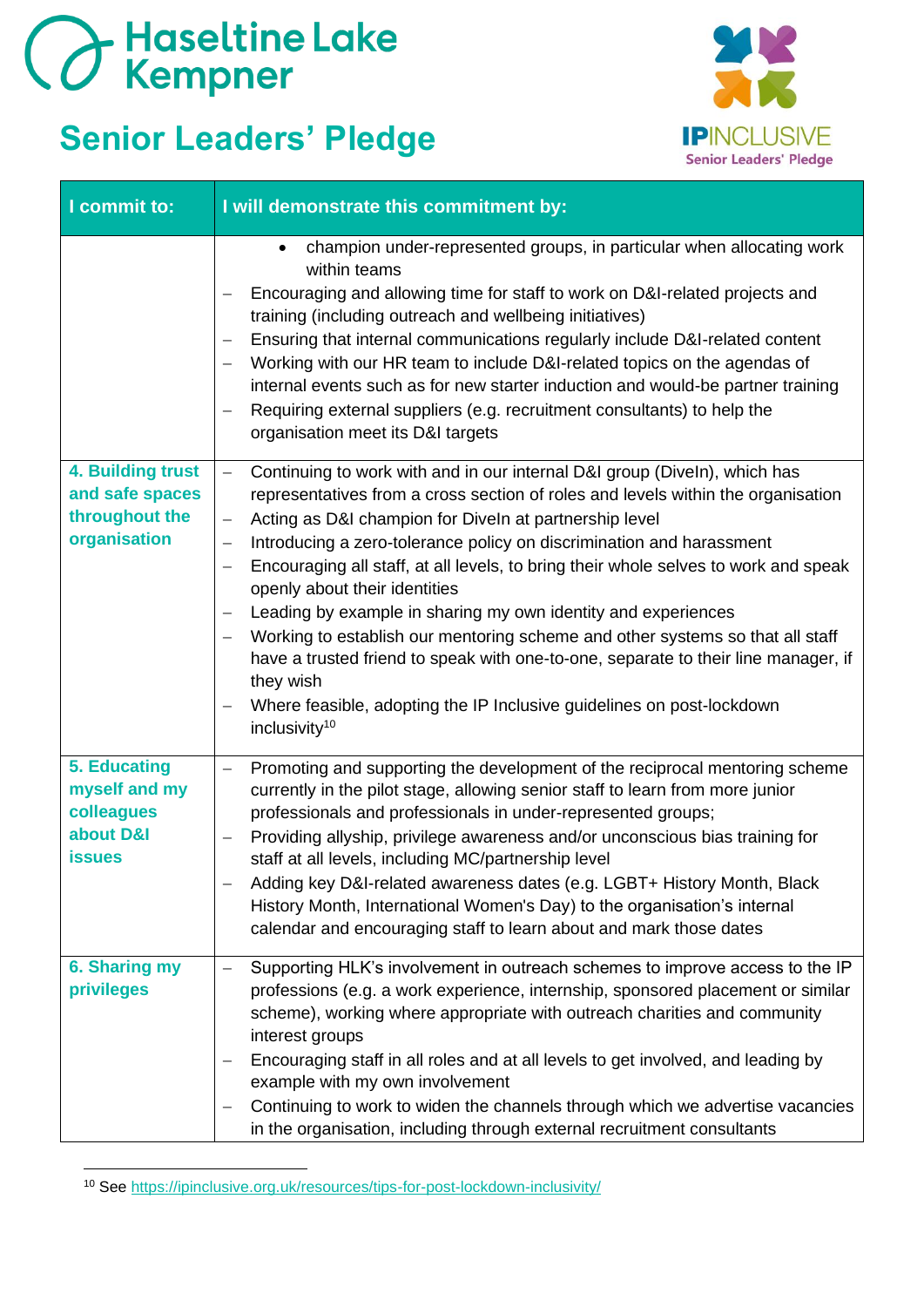# Haseltine Lake Kempner

## Senior Leaders' Pledge

IPINCLUSIVE Senior Leaders' Pledge

| I commit to: | I will demonstrate this commitment by: |
|---|---|
| | • champion under-represented groups, in particular when allocating work within teams<br>– Encouraging and allowing time for staff to work on D&I-related projects and training (including outreach and wellbeing initiatives)<br>– Ensuring that internal communications regularly include D&I-related content<br>– Working with our HR team to include D&I-related topics on the agendas of internal events such as for new starter induction and would-be partner training<br>– Requiring external suppliers (e.g. recruitment consultants) to help the organisation meet its D&I targets |
| **4. Building trust and safe spaces throughout the organisation** | – Continuing to work with and in our internal D&I group (DiveIn), which has representatives from a cross section of roles and levels within the organisation<br>– Acting as D&I champion for DiveIn at partnership level<br>– Introducing a zero-tolerance policy on discrimination and harassment<br>– Encouraging all staff, at all levels, to bring their whole selves to work and speak openly about their identities<br>– Leading by example in sharing my own identity and experiences<br>– Working to establish our mentoring scheme and other systems so that all staff have a trusted friend to speak with one-to-one, separate to their line manager, if they wish<br>– Where feasible, adopting the IP Inclusive guidelines on post-lockdown inclusivity[10] |
| **5. Educating myself and my colleagues about D&I issues** | – Promoting and supporting the development of the reciprocal mentoring scheme currently in the pilot stage, allowing senior staff to learn from more junior professionals and professionals in under-represented groups;<br>– Providing allyship, privilege awareness and/or unconscious bias training for staff at all levels, including MC/partnership level<br>– Adding key D&I-related awareness dates (e.g. LGBT+ History Month, Black History Month, International Women's Day) to the organisation's internal calendar and encouraging staff to learn about and mark those dates |
| **6. Sharing my privileges** | – Supporting HLK's involvement in outreach schemes to improve access to the IP professions (e.g. a work experience, internship, sponsored placement or similar scheme), working where appropriate with outreach charities and community interest groups<br>– Encouraging staff in all roles and at all levels to get involved, and leading by example with my own involvement<br>– Continuing to work to widen the channels through which we advertise vacancies in the organisation, including through external recruitment consultants |

[10] See https://ipinclusive.org.uk/resources/tips-for-post-lockdown-inclusivity/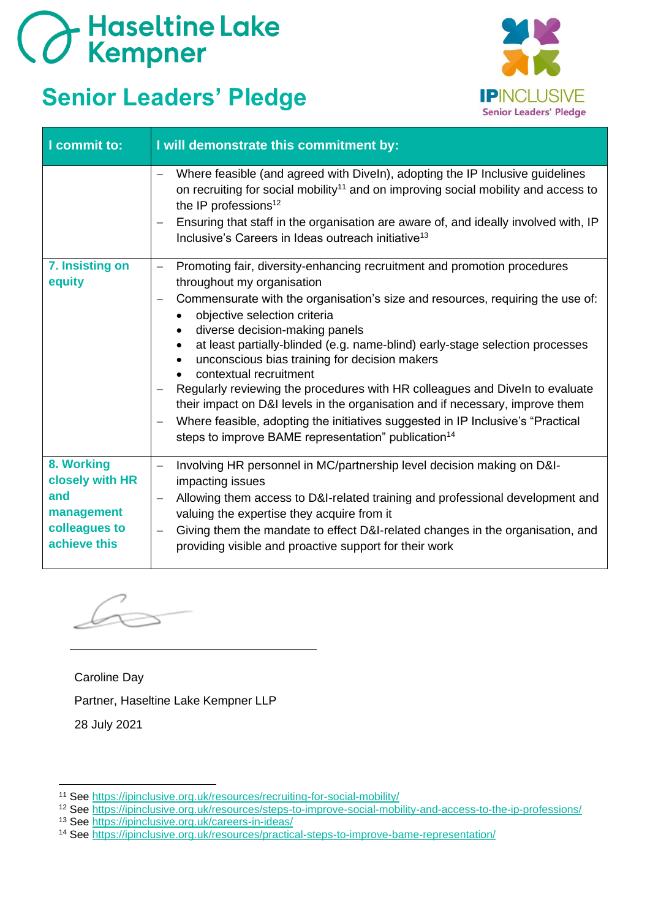Haseltine Lake Kempner

# Senior Leaders' Pledge

IPINCLUSIVE Senior Leaders' Pledge

| I commit to: | I will demonstrate this commitment by: |
|---|---|
| | – Where feasible (and agreed with DiveIn), adopting the IP Inclusive guidelines on recruiting for social mobility[11] and on improving social mobility and access to the IP professions[12]<br>– Ensuring that staff in the organisation are aware of, and ideally involved with, IP Inclusive's Careers in Ideas outreach initiative[13] |
| **7. Insisting on equity** | – Promoting fair, diversity-enhancing recruitment and promotion procedures throughout my organisation<br>– Commensurate with the organisation's size and resources, requiring the use of:<br>• objective selection criteria<br>• diverse decision-making panels<br>• at least partially-blinded (e.g. name-blind) early-stage selection processes<br>• unconscious bias training for decision makers<br>• contextual recruitment<br>– Regularly reviewing the procedures with HR colleagues and DiveIn to evaluate their impact on D&I levels in the organisation and if necessary, improve them<br>– Where feasible, adopting the initiatives suggested in IP Inclusive's "Practical steps to improve BAME representation" publication[14] |
| **8. Working closely with HR and management colleagues to achieve this** | – Involving HR personnel in MC/partnership level decision making on D&I-impacting issues<br>– Allowing them access to D&I-related training and professional development and valuing the expertise they acquire from it<br>– Giving them the mandate to effect D&I-related changes in the organisation, and providing visible and proactive support for their work |

Caroline Day

Partner, Haseltine Lake Kempner LLP

28 July 2021

---

[11] See https://ipinclusive.org.uk/resources/recruiting-for-social-mobility/

[12] See https://ipinclusive.org.uk/resources/steps-to-improve-social-mobility-and-access-to-the-ip-professions/

[13] See https://ipinclusive.org.uk/careers-in-ideas/

[14] See https://ipinclusive.org.uk/resources/practical-steps-to-improve-bame-representation/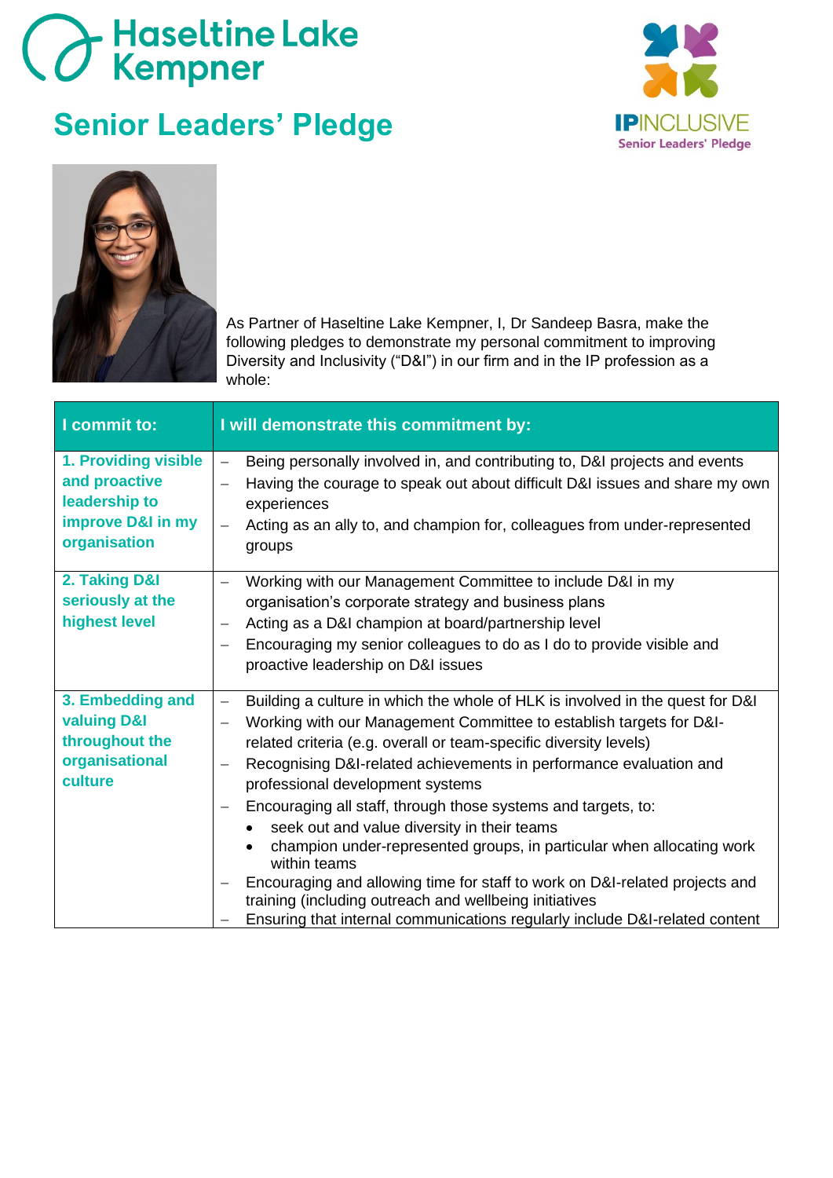# Haseltine Lake Kempner

## Senior Leaders' Pledge

IPINCLUSIVE Senior Leaders' Pledge

As Partner of Haseltine Lake Kempner, I, Dr Sandeep Basra, make the following pledges to demonstrate my personal commitment to improving Diversity and Inclusivity ("D&I") in our firm and in the IP profession as a whole:

| I commit to: | I will demonstrate this commitment by: |
|---|---|
| **1. Providing visible and proactive leadership to improve D&I in my organisation** | – Being personally involved in, and contributing to, D&I projects and events<br>– Having the courage to speak out about difficult D&I issues and share my own experiences<br>– Acting as an ally to, and champion for, colleagues from under-represented groups |
| **2. Taking D&I seriously at the highest level** | – Working with our Management Committee to include D&I in my organisation's corporate strategy and business plans<br>– Acting as a D&I champion at board/partnership level<br>– Encouraging my senior colleagues to do as I do to provide visible and proactive leadership on D&I issues |
| **3. Embedding and valuing D&I throughout the organisational culture** | – Building a culture in which the whole of HLK is involved in the quest for D&I<br>– Working with our Management Committee to establish targets for D&I-related criteria (e.g. overall or team-specific diversity levels)<br>– Recognising D&I-related achievements in performance evaluation and professional development systems<br>– Encouraging all staff, through those systems and targets, to:<br>• seek out and value diversity in their teams<br>• champion under-represented groups, in particular when allocating work within teams<br>– Encouraging and allowing time for staff to work on D&I-related projects and training (including outreach and wellbeing initiatives<br>– Ensuring that internal communications regularly include D&I-related content |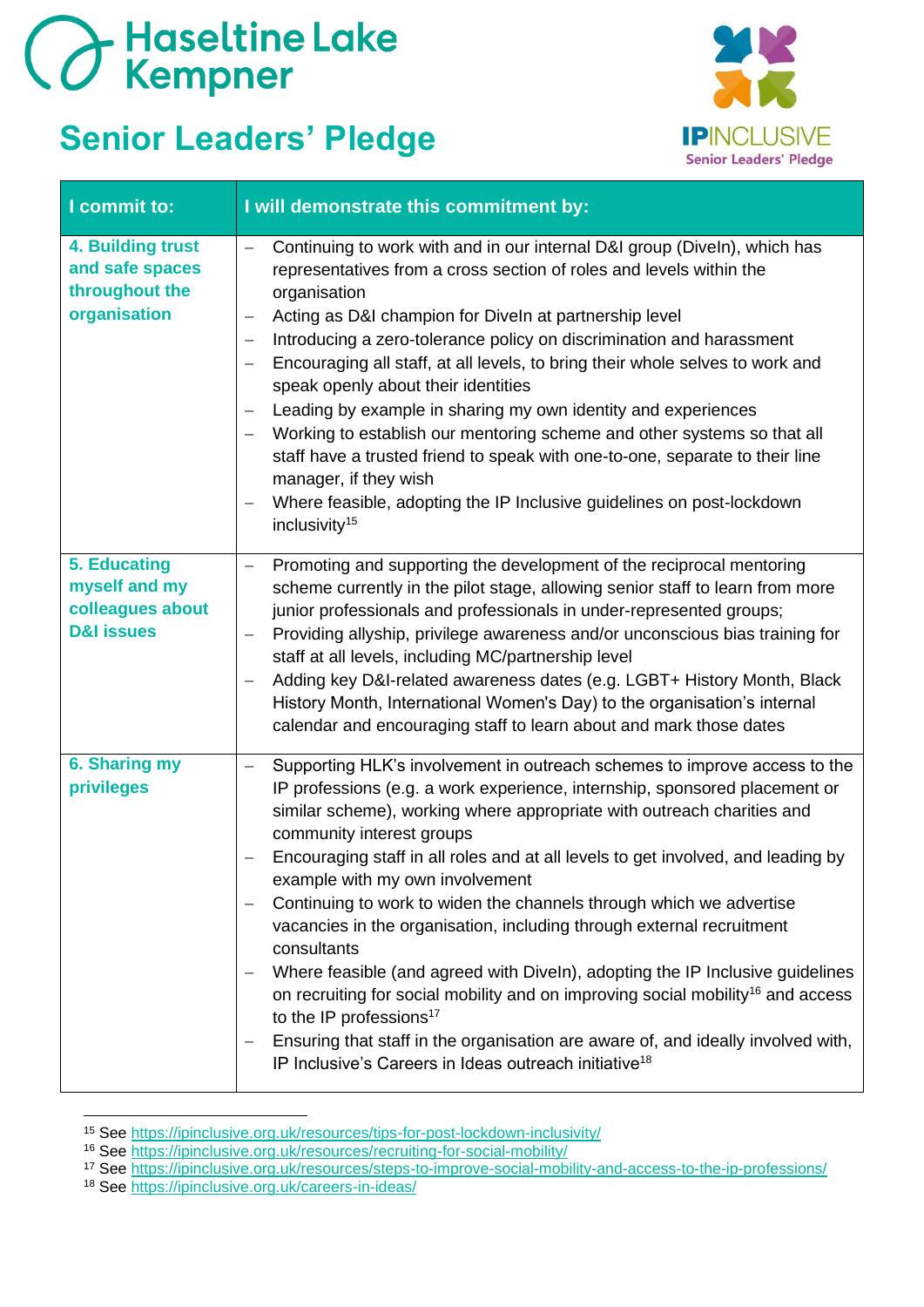Haseltine Lake Kempner

# Senior Leaders' Pledge

IPINCLUSIVE Senior Leaders' Pledge

| I commit to: | I will demonstrate this commitment by: |
|---|---|
| **4. Building trust and safe spaces throughout the organisation** | – Continuing to work with and in our internal D&I group (DiveIn), which has representatives from a cross section of roles and levels within the organisation<br>– Acting as D&I champion for DiveIn at partnership level<br>– Introducing a zero-tolerance policy on discrimination and harassment<br>– Encouraging all staff, at all levels, to bring their whole selves to work and speak openly about their identities<br>– Leading by example in sharing my own identity and experiences<br>– Working to establish our mentoring scheme and other systems so that all staff have a trusted friend to speak with one-to-one, separate to their line manager, if they wish<br>– Where feasible, adopting the IP Inclusive guidelines on post-lockdown inclusivity[15] |
| **5. Educating myself and my colleagues about D&I issues** | – Promoting and supporting the development of the reciprocal mentoring scheme currently in the pilot stage, allowing senior staff to learn from more junior professionals and professionals in under-represented groups;<br>– Providing allyship, privilege awareness and/or unconscious bias training for staff at all levels, including MC/partnership level<br>– Adding key D&I-related awareness dates (e.g. LGBT+ History Month, Black History Month, International Women's Day) to the organisation's internal calendar and encouraging staff to learn about and mark those dates |
| **6. Sharing my privileges** | – Supporting HLK's involvement in outreach schemes to improve access to the IP professions (e.g. a work experience, internship, sponsored placement or similar scheme), working where appropriate with outreach charities and community interest groups<br>– Encouraging staff in all roles and at all levels to get involved, and leading by example with my own involvement<br>– Continuing to work to widen the channels through which we advertise vacancies in the organisation, including through external recruitment consultants<br>– Where feasible (and agreed with DiveIn), adopting the IP Inclusive guidelines on recruiting for social mobility and on improving social mobility[16] and access to the IP professions[17]<br>– Ensuring that staff in the organisation are aware of, and ideally involved with, IP Inclusive's Careers in Ideas outreach initiative[18] |

[15] See https://ipinclusive.org.uk/resources/tips-for-post-lockdown-inclusivity/
[16] See https://ipinclusive.org.uk/resources/recruiting-for-social-mobility/
[17] See https://ipinclusive.org.uk/resources/steps-to-improve-social-mobility-and-access-to-the-ip-professions/
[18] See https://ipinclusive.org.uk/careers-in-ideas/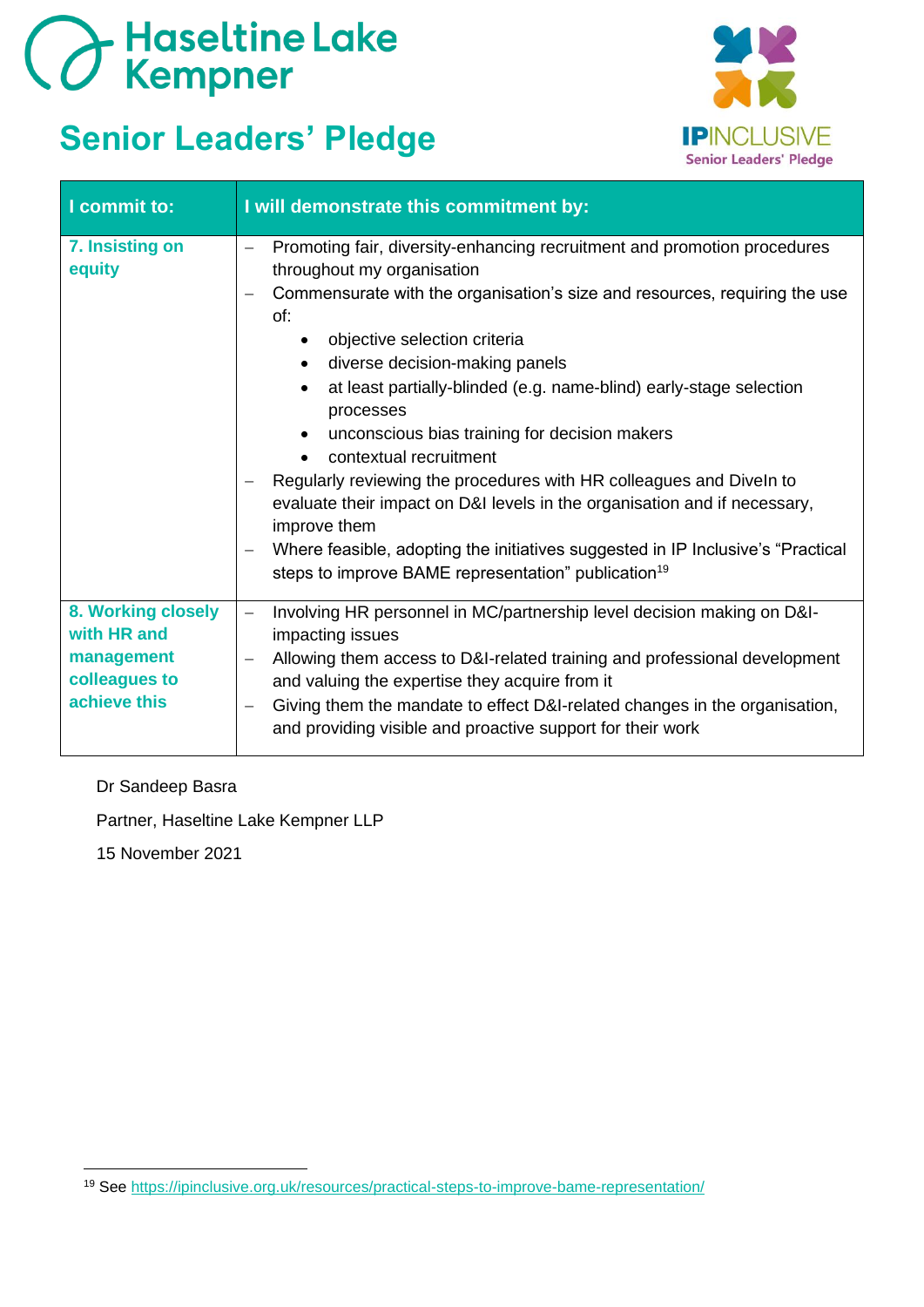Haseltine Lake Kempner

# Senior Leaders' Pledge

IPINCLUSIVE Senior Leaders' Pledge

| I commit to: | I will demonstrate this commitment by: |
| --- | --- |
| **7. Insisting on equity** | – Promoting fair, diversity-enhancing recruitment and promotion procedures throughout my organisation<br>– Commensurate with the organisation's size and resources, requiring the use of:<br>• objective selection criteria<br>• diverse decision-making panels<br>• at least partially-blinded (e.g. name-blind) early-stage selection processes<br>• unconscious bias training for decision makers<br>• contextual recruitment<br>– Regularly reviewing the procedures with HR colleagues and DiveIn to evaluate their impact on D&I levels in the organisation and if necessary, improve them<br>– Where feasible, adopting the initiatives suggested in IP Inclusive's "Practical steps to improve BAME representation" publication[19] |
| **8. Working closely with HR and management colleagues to achieve this** | – Involving HR personnel in MC/partnership level decision making on D&I-impacting issues<br>– Allowing them access to D&I-related training and professional development and valuing the expertise they acquire from it<br>– Giving them the mandate to effect D&I-related changes in the organisation, and providing visible and proactive support for their work |

Dr Sandeep Basra

Partner, Haseltine Lake Kempner LLP

15 November 2021

[19] See https://ipinclusive.org.uk/resources/practical-steps-to-improve-bame-representation/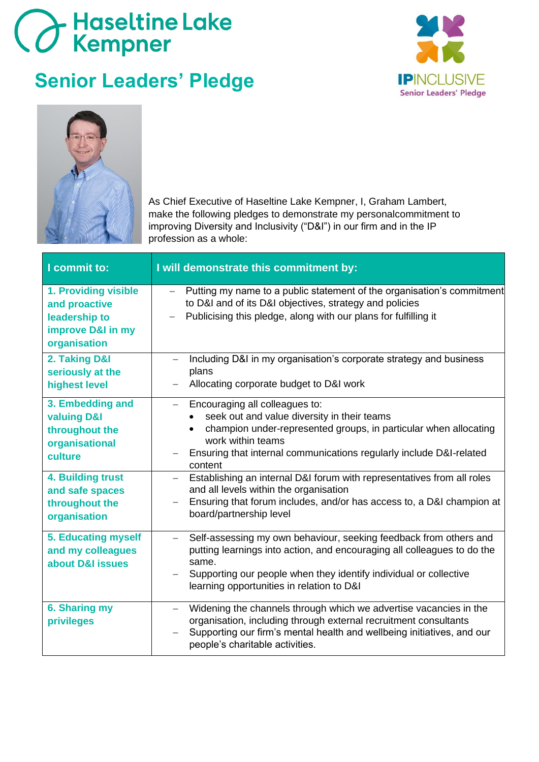Haseltine Lake Kempner

# Senior Leaders' Pledge

IPINCLUSIVE
Senior Leaders' Pledge

As Chief Executive of Haseltine Lake Kempner, I, Graham Lambert, make the following pledges to demonstrate my personalcommitment to improving Diversity and Inclusivity ("D&I") in our firm and in the IP profession as a whole:

| I commit to: | I will demonstrate this commitment by: |
|---|---|
| **1. Providing visible and proactive leadership to improve D&I in my organisation** | – Putting my name to a public statement of the organisation's commitment to D&I and of its D&I objectives, strategy and policies<br>– Publicising this pledge, along with our plans for fulfilling it |
| **2. Taking D&I seriously at the highest level** | – Including D&I in my organisation's corporate strategy and business plans<br>– Allocating corporate budget to D&I work |
| **3. Embedding and valuing D&I throughout the organisational culture** | – Encouraging all colleagues to:<br>• seek out and value diversity in their teams<br>• champion under-represented groups, in particular when allocating work within teams<br>– Ensuring that internal communications regularly include D&I-related content |
| **4. Building trust and safe spaces throughout the organisation** | – Establishing an internal D&I forum with representatives from all roles and all levels within the organisation<br>– Ensuring that forum includes, and/or has access to, a D&I champion at board/partnership level |
| **5. Educating myself and my colleagues about D&I issues** | – Self-assessing my own behaviour, seeking feedback from others and putting learnings into action, and encouraging all colleagues to do the same.<br>– Supporting our people when they identify individual or collective learning opportunities in relation to D&I |
| **6. Sharing my privileges** | – Widening the channels through which we advertise vacancies in the organisation, including through external recruitment consultants<br>– Supporting our firm's mental health and wellbeing initiatives, and our people's charitable activities. |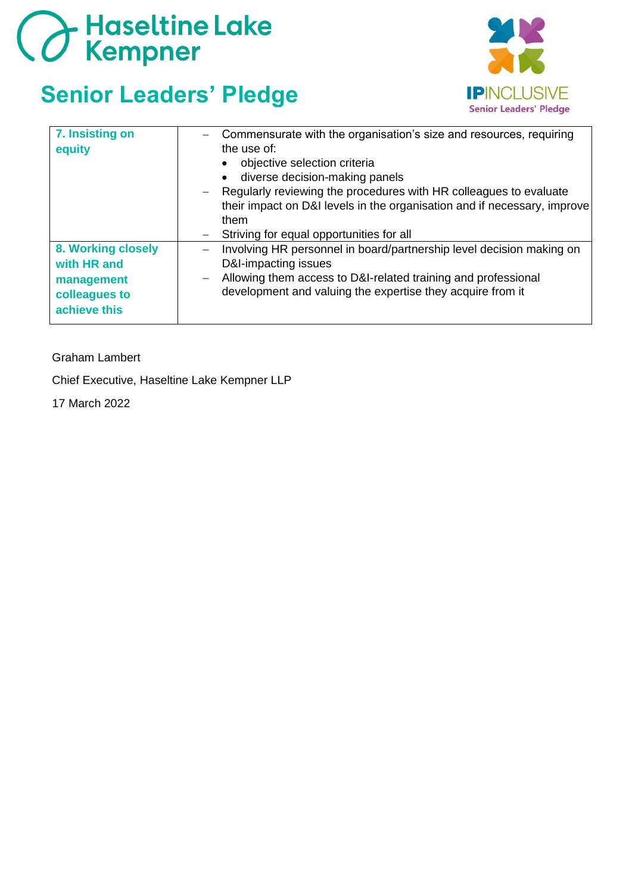# Senior Leaders' Pledge

| | |
|---|---|
| **7. Insisting on equity** | – Commensurate with the organisation's size and resources, requiring the use of:<br>• objective selection criteria<br>• diverse decision-making panels<br>– Regularly reviewing the procedures with HR colleagues to evaluate their impact on D&I levels in the organisation and if necessary, improve them<br>– Striving for equal opportunities for all |
| **8. Working closely with HR and management colleagues to achieve this** | – Involving HR personnel in board/partnership level decision making on D&I-impacting issues<br>– Allowing them access to D&I-related training and professional development and valuing the expertise they acquire from it |

Graham Lambert

Chief Executive, Haseltine Lake Kempner LLP

17 March 2022